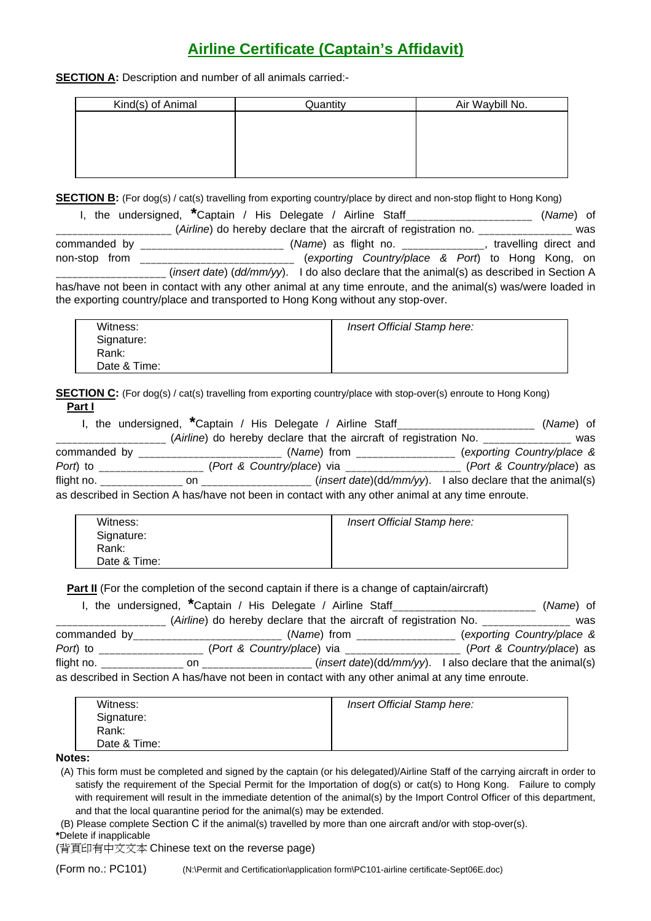# Airline Certificate (Captain's Affidavit)

**SECTION A:** Description and number of all animals carried:-

| Kind(s) of Animal | Quantity | Air Waybill No. |
|---|---|---|
| | | |

**SECTION B:** (For dog(s) / cat(s) travelling from exporting country/place by direct and non-stop flight to Hong Kong)

I, the undersigned, *Captain / His Delegate / Airline Staff_____________________ (*Name*) of ___________________ (*Airline*) do hereby declare that the aircraft of registration no. _______________ was commanded by ________________________ (*Name*) as flight no. _____________, travelling direct and non-stop from __________________________ (*exporting Country/place & Port*) to Hong Kong, on __________________ (*insert date*) (*dd/mm/yy*). I do also declare that the animal(s) as described in Section A has/have not been in contact with any other animal at any time enroute, and the animal(s) was/were loaded in the exporting country/place and transported to Hong Kong without any stop-over.

| Witness:<br>Signature:<br>Rank:<br>Date & Time: | *Insert Official Stamp here:* |
|---|---|

**SECTION C:** (For dog(s) / cat(s) travelling from exporting country/place with stop-over(s) enroute to Hong Kong)

**Part I**

I, the undersigned, *Captain / His Delegate / Airline Staff_______________________ (*Name*) of __________________ (*Airline*) do hereby declare that the aircraft of registration No. ______________ was commanded by ________________________ (*Name*) from ________________ (*exporting Country/place & Port*) to _________________ (*Port & Country/place*) via ___________________ (*Port & Country/place*) as flight no. ______________ on __________________ (*insert date*)(dd/*mm/yy*). I also declare that the animal(s) as described in Section A has/have not been in contact with any other animal at any time enroute.

| Witness:<br>Signature:<br>Rank:<br>Date & Time: | *Insert Official Stamp here:* |
|---|---|

**Part II** (For the completion of the second captain if there is a change of captain/aircraft)

I, the undersigned, *Captain / His Delegate / Airline Staff________________________ (*Name*) of __________________ (*Airline*) do hereby declare that the aircraft of registration No. ______________ was commanded by_________________________ (*Name*) from ________________ (*exporting Country/place & Port*) to _________________ (*Port & Country/place*) via ___________________ (*Port & Country/place*) as flight no. ______________ on __________________ (*insert date*)(dd/*mm/yy*). I also declare that the animal(s) as described in Section A has/have not been in contact with any other animal at any time enroute.

| Witness:<br>Signature:<br>Rank:<br>Date & Time: | *Insert Official Stamp here:* |
|---|---|

**Notes:**

(A) This form must be completed and signed by the captain (or his delegated)/Airline Staff of the carrying aircraft in order to satisfy the requirement of the Special Permit for the Importation of dog(s) or cat(s) to Hong Kong. Failure to comply with requirement will result in the immediate detention of the animal(s) by the Import Control Officer of this department, and that the local quarantine period for the animal(s) may be extended.

(B) Please complete Section C if the animal(s) travelled by more than one aircraft and/or with stop-over(s).

*Delete if inapplicable

(背頁印有中文文本 Chinese text on the reverse page)

(Form no.: PC101) (N:\Permit and Certification\application form\PC101-airline certificate-Sept06E.doc)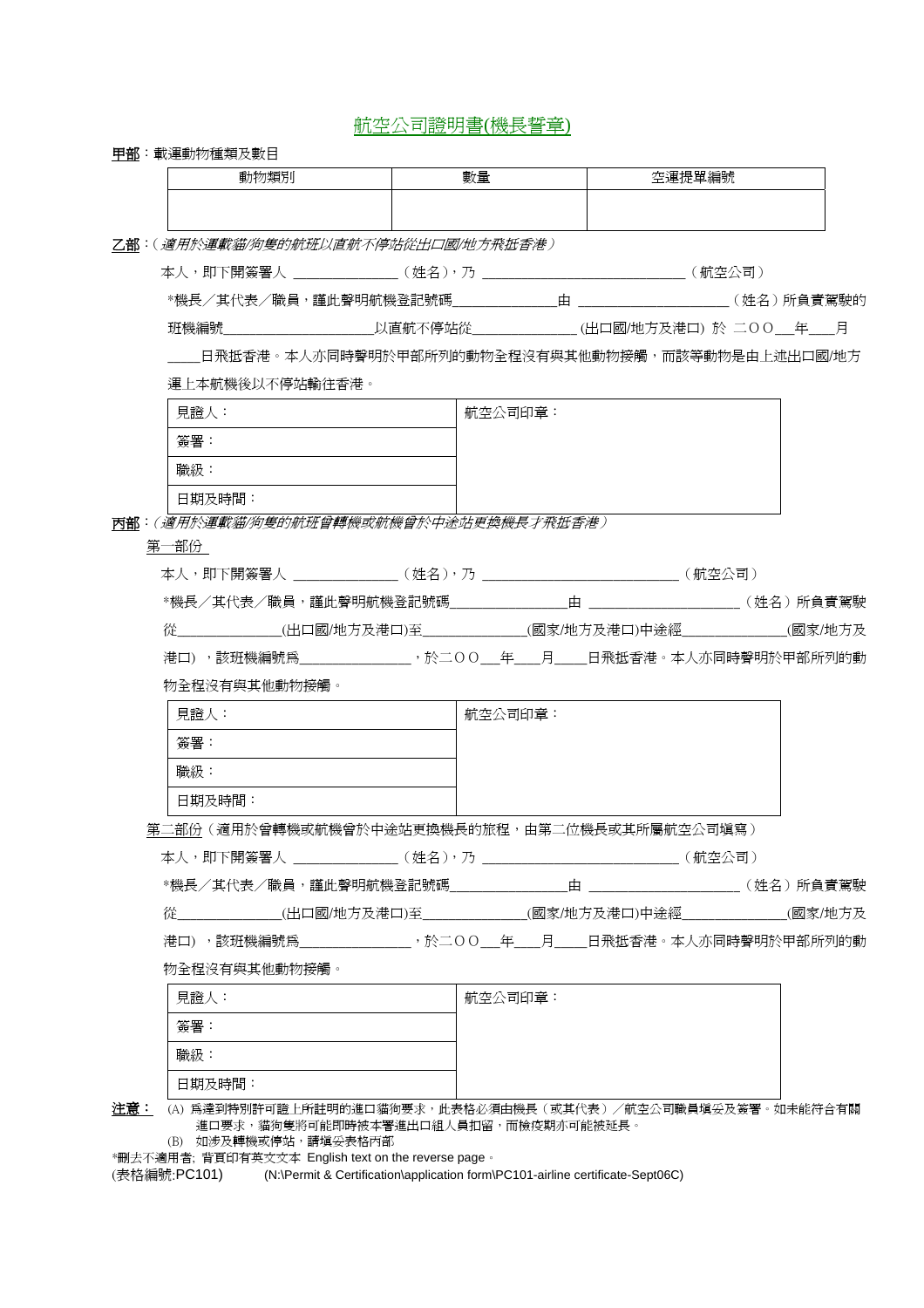# 航空公司證明書(機長誓章)

**甲部**：載運動物種類及數目

| 動物類別 | 數量 | 空運提單編號 |
| --- | --- | --- |
| | | |

**乙部**：（*適用於運載貓/狗隻的航班以直航不停站從出口國/地方飛抵香港*）

本人，即下開簽署人 ______________（姓名），乃 ____________________________（航空公司）

*機長／其代表／職員，謹此聲明航機登記號碼______________由 ____________________（姓名）所負責駕駛的班機編號____________________以直航不停站從______________ (出口國/地方及港口) 於 二ＯＯ___年___月_____日飛抵香港。本人亦同時聲明於甲部所列的動物全程沒有與其他動物接觸，而該等動物是由上述出口國/地方運上本航機後以不停站輸往香港。

| | |
| --- | --- |
| 見證人： | 航空公司印章： |
| 簽署： | |
| 職級： | |
| 日期及時間： | |

**丙部**：（*適用於運載貓/狗隻的航班曾轉機或航機曾於中途站更換機長才飛抵香港*）

第一部份

本人，即下開簽署人 ______________（姓名），乃 ___________________________（航空公司）

*機長／其代表／職員，謹此聲明航機登記號碼________________由 ____________________（姓名）所負責駕駛從______________(出口國/地方及港口)至______________(國家/地方及港口)中途經______________(國家/地方及港口) ，該班機編號爲_______________，於二ＯＯ___年___月____日飛抵香港。本人亦同時聲明於甲部所列的動物全程沒有與其他動物接觸。

| | |
| --- | --- |
| 見證人： | 航空公司印章： |
| 簽署： | |
| 職級： | |
| 日期及時間： | |

第二部份（適用於曾轉機或航機曾於中途站更換機長的旅程，由第二位機長或其所屬航空公司填寫）

本人，即下開簽署人 ______________（姓名），乃 ___________________________（航空公司）

*機長／其代表／職員，謹此聲明航機登記號碼________________由 ____________________（姓名）所負責駕駛從______________(出口國/地方及港口)至______________(國家/地方及港口)中途經______________(國家/地方及港口) ，該班機編號爲_______________，於二ＯＯ___年___月____日飛抵香港。本人亦同時聲明於甲部所列的動物全程沒有與其他動物接觸。

| | |
| --- | --- |
| 見證人： | 航空公司印章： |
| 簽署： | |
| 職級： | |
| 日期及時間： | |

**注意：** (A) 爲達到特別許可證上所註明的進口貓狗要求，此表格必須由機長（或其代表）／航空公司職員填妥及簽署。如未能符合有關進口要求，貓狗隻將可能即時被本署進出口組人員扣留，而檢疫期亦可能被延長。

(B) 如涉及轉機或停站，請填妥表格丙部

*刪去不適用者; 背頁印有英文文本 English text on the reverse page。

(表格編號:PC101) (N:\Permit & Certification\application form\PC101-airline certificate-Sept06C)